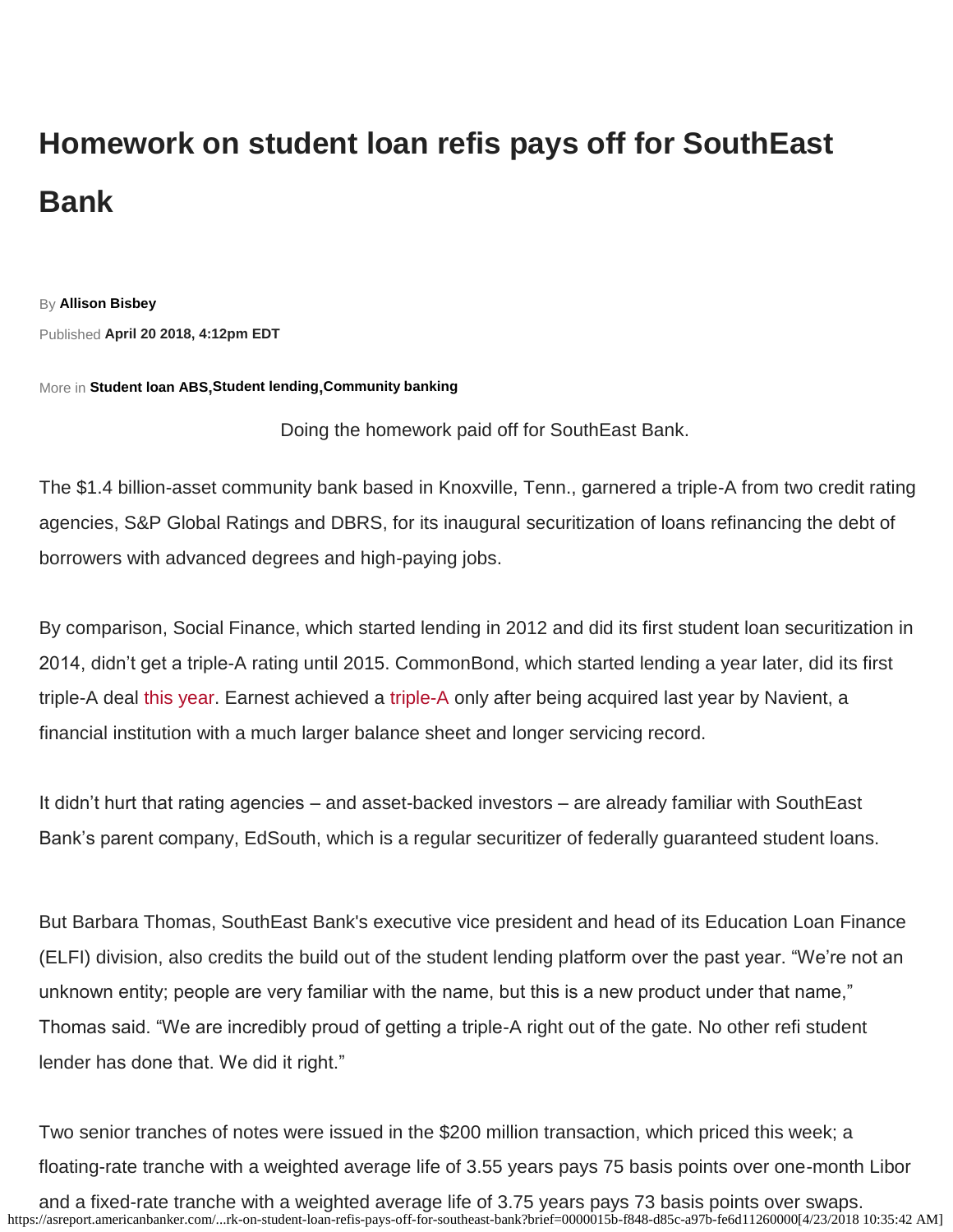# Homework on student loan refis pays off for SouthEast Bank

By **Allison Bisbey**

Published **April 20 2018, 4:12pm EDT**

More in **Student loan ABS**, **Student lending**, **Community banking**

Doing the homework paid off for SouthEast Bank.

The $1.4 billion-asset community bank based in Knoxville, Tenn., garnered a triple-A from two credit rating agencies, S&P Global Ratings and DBRS, for its inaugural securitization of loans refinancing the debt of borrowers with advanced degrees and high-paying jobs.

By comparison, Social Finance, which started lending in 2012 and did its first student loan securitization in 2014, didn't get a triple-A rating until 2015. CommonBond, which started lending a year later, did its first triple-A deal this year. Earnest achieved a triple-A only after being acquired last year by Navient, a financial institution with a much larger balance sheet and longer servicing record.

It didn't hurt that rating agencies – and asset-backed investors – are already familiar with SouthEast Bank's parent company, EdSouth, which is a regular securitizer of federally guaranteed student loans.

But Barbara Thomas, SouthEast Bank's executive vice president and head of its Education Loan Finance (ELFI) division, also credits the build out of the student lending platform over the past year. "We're not an unknown entity; people are very familiar with the name, but this is a new product under that name," Thomas said. "We are incredibly proud of getting a triple-A right out of the gate. No other refi student lender has done that. We did it right."

Two senior tranches of notes were issued in the $200 million transaction, which priced this week; a floating-rate tranche with a weighted average life of 3.55 years pays 75 basis points over one-month Libor and a fixed-rate tranche with a weighted average life of 3.75 years pays 73 basis points over swaps.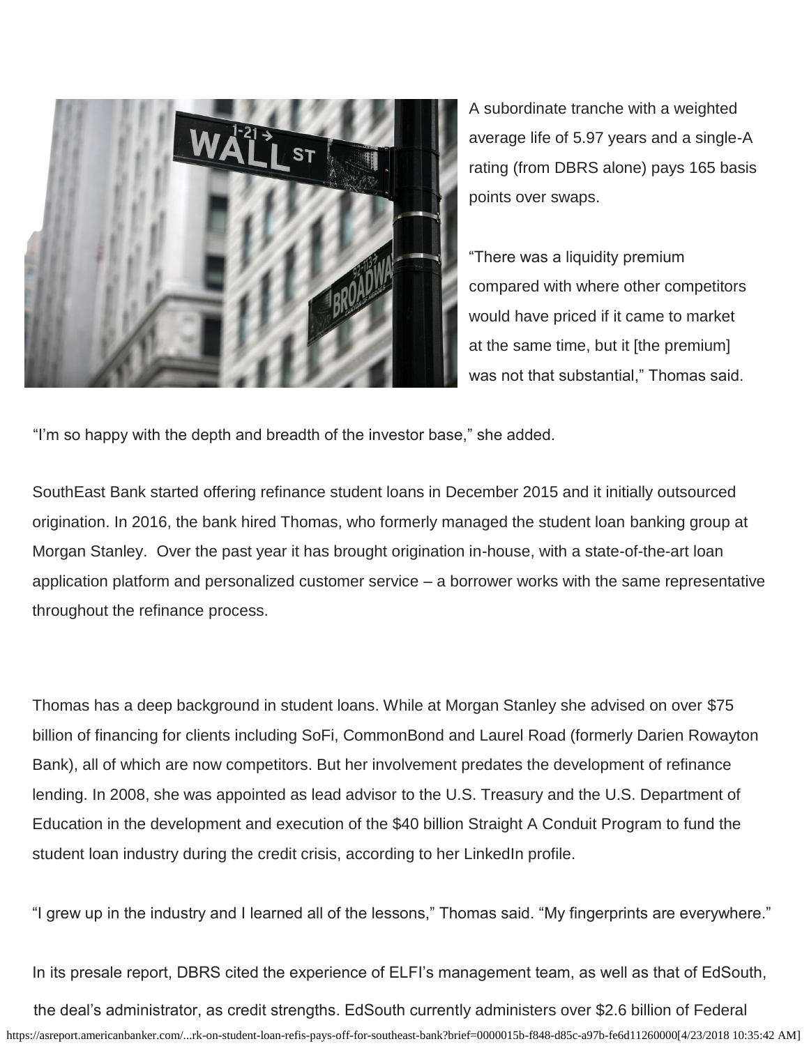A subordinate tranche with a weighted average life of 5.97 years and a single-A rating (from DBRS alone) pays 165 basis points over swaps.

"There was a liquidity premium compared with where other competitors would have priced if it came to market at the same time, but it [the premium] was not that substantial," Thomas said.

"I'm so happy with the depth and breadth of the investor base," she added.

SouthEast Bank started offering refinance student loans in December 2015 and it initially outsourced origination. In 2016, the bank hired Thomas, who formerly managed the student loan banking group at Morgan Stanley. Over the past year it has brought origination in-house, with a state-of-the-art loan application platform and personalized customer service – a borrower works with the same representative throughout the refinance process.

Thomas has a deep background in student loans. While at Morgan Stanley she advised on over $75 billion of financing for clients including SoFi, CommonBond and Laurel Road (formerly Darien Rowayton Bank), all of which are now competitors. But her involvement predates the development of refinance lending. In 2008, she was appointed as lead advisor to the U.S. Treasury and the U.S. Department of Education in the development and execution of the $40 billion Straight A Conduit Program to fund the student loan industry during the credit crisis, according to her LinkedIn profile.

"I grew up in the industry and I learned all of the lessons," Thomas said. "My fingerprints are everywhere."

In its presale report, DBRS cited the experience of ELFI's management team, as well as that of EdSouth, the deal's administrator, as credit strengths. EdSouth currently administers over $2.6 billion of Federal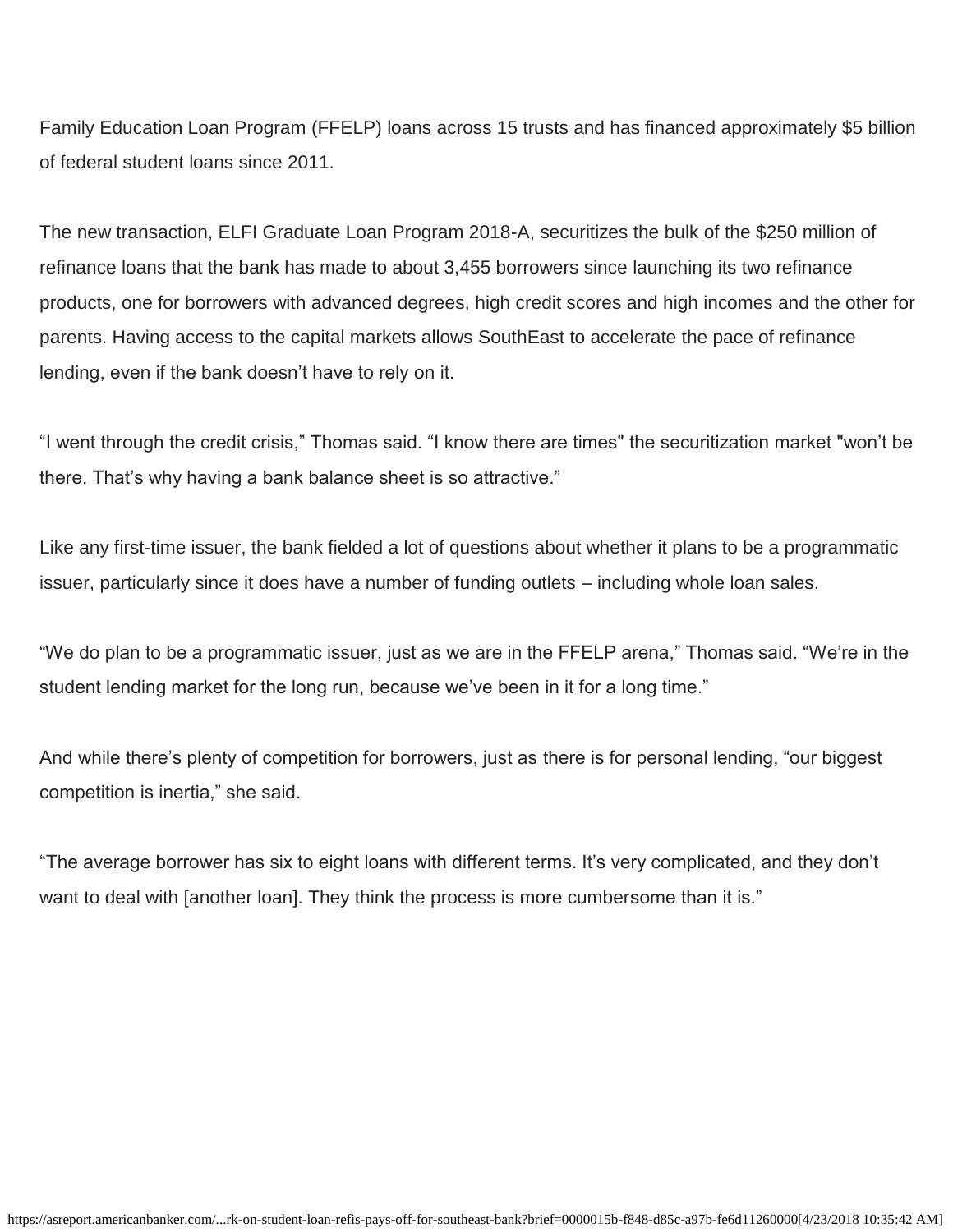Family Education Loan Program (FFELP) loans across 15 trusts and has financed approximately $5 billion of federal student loans since 2011.

The new transaction, ELFI Graduate Loan Program 2018-A, securitizes the bulk of the $250 million of refinance loans that the bank has made to about 3,455 borrowers since launching its two refinance products, one for borrowers with advanced degrees, high credit scores and high incomes and the other for parents. Having access to the capital markets allows SouthEast to accelerate the pace of refinance lending, even if the bank doesn't have to rely on it.

"I went through the credit crisis," Thomas said. "I know there are times" the securitization market "won't be there. That's why having a bank balance sheet is so attractive."

Like any first-time issuer, the bank fielded a lot of questions about whether it plans to be a programmatic issuer, particularly since it does have a number of funding outlets – including whole loan sales.

"We do plan to be a programmatic issuer, just as we are in the FFELP arena," Thomas said. "We're in the student lending market for the long run, because we've been in it for a long time."

And while there's plenty of competition for borrowers, just as there is for personal lending, "our biggest competition is inertia," she said.

"The average borrower has six to eight loans with different terms. It's very complicated, and they don't want to deal with [another loan]. They think the process is more cumbersome than it is."